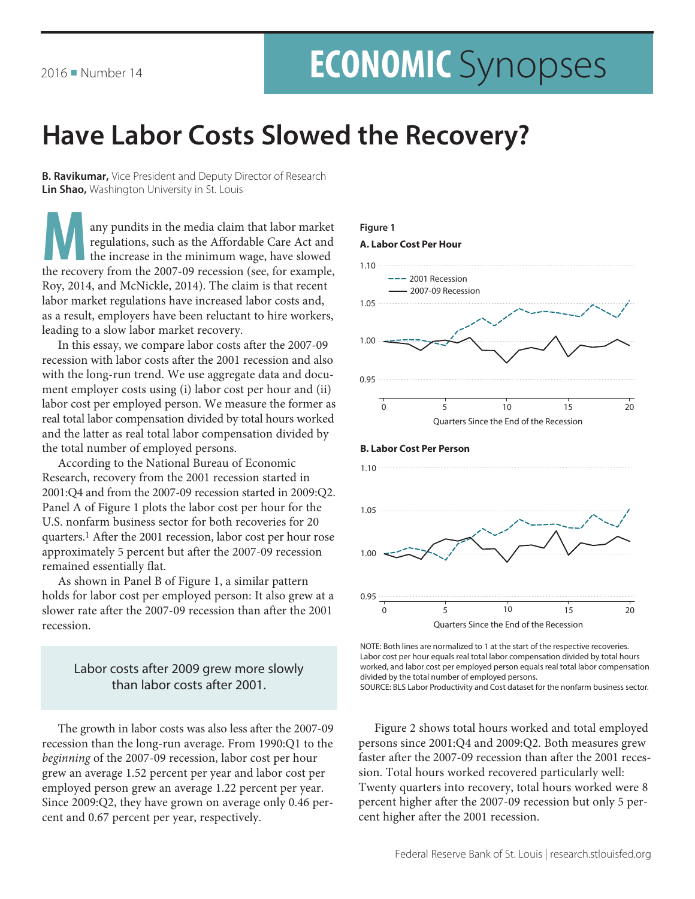2016 ■ Number 14

# ECONOMIC Synopses

# Have Labor Costs Slowed the Recovery?

**B. Ravikumar,** Vice President and Deputy Director of Research
**Lin Shao,** Washington University in St. Louis

Many pundits in the media claim that labor market regulations, such as the Affordable Care Act and the increase in the minimum wage, have slowed the recovery from the 2007-09 recession (see, for example, Roy, 2014, and McNickle, 2014). The claim is that recent labor market regulations have increased labor costs and, as a result, employers have been reluctant to hire workers, leading to a slow labor market recovery.

In this essay, we compare labor costs after the 2007-09 recession with labor costs after the 2001 recession and also with the long-run trend. We use aggregate data and document employer costs using (i) labor cost per hour and (ii) labor cost per employed person. We measure the former as real total labor compensation divided by total hours worked and the latter as real total labor compensation divided by the total number of employed persons.

According to the National Bureau of Economic Research, recovery from the 2001 recession started in 2001:Q4 and from the 2007-09 recession started in 2009:Q2. Panel A of Figure 1 plots the labor cost per hour for the U.S. nonfarm business sector for both recoveries for 20 quarters.[1] After the 2001 recession, labor cost per hour rose approximately 5 percent but after the 2007-09 recession remained essentially flat.

As shown in Panel B of Figure 1, a similar pattern holds for labor cost per employed person: It also grew at a slower rate after the 2007-09 recession than after the 2001 recession.

> Labor costs after 2009 grew more slowly than labor costs after 2001.

The growth in labor costs was also less after the 2007-09 recession than the long-run average. From 1990:Q1 to the *beginning* of the 2007-09 recession, labor cost per hour grew an average 1.52 percent per year and labor cost per employed person grew an average 1.22 percent per year. Since 2009:Q2, they have grown on average only 0.46 percent and 0.67 percent per year, respectively.

**Figure 1**

**A. Labor Cost Per Hour**

**B. Labor Cost Per Person**

NOTE: Both lines are normalized to 1 at the start of the respective recoveries. Labor cost per hour equals real total labor compensation divided by total hours worked, and labor cost per employed person equals real total labor compensation divided by the total number of employed persons.
SOURCE: BLS Labor Productivity and Cost dataset for the nonfarm business sector.

Figure 2 shows total hours worked and total employed persons since 2001:Q4 and 2009:Q2. Both measures grew faster after the 2007-09 recession than after the 2001 recession. Total hours worked recovered particularly well: Twenty quarters into recovery, total hours worked were 8 percent higher after the 2007-09 recession but only 5 percent higher after the 2001 recession.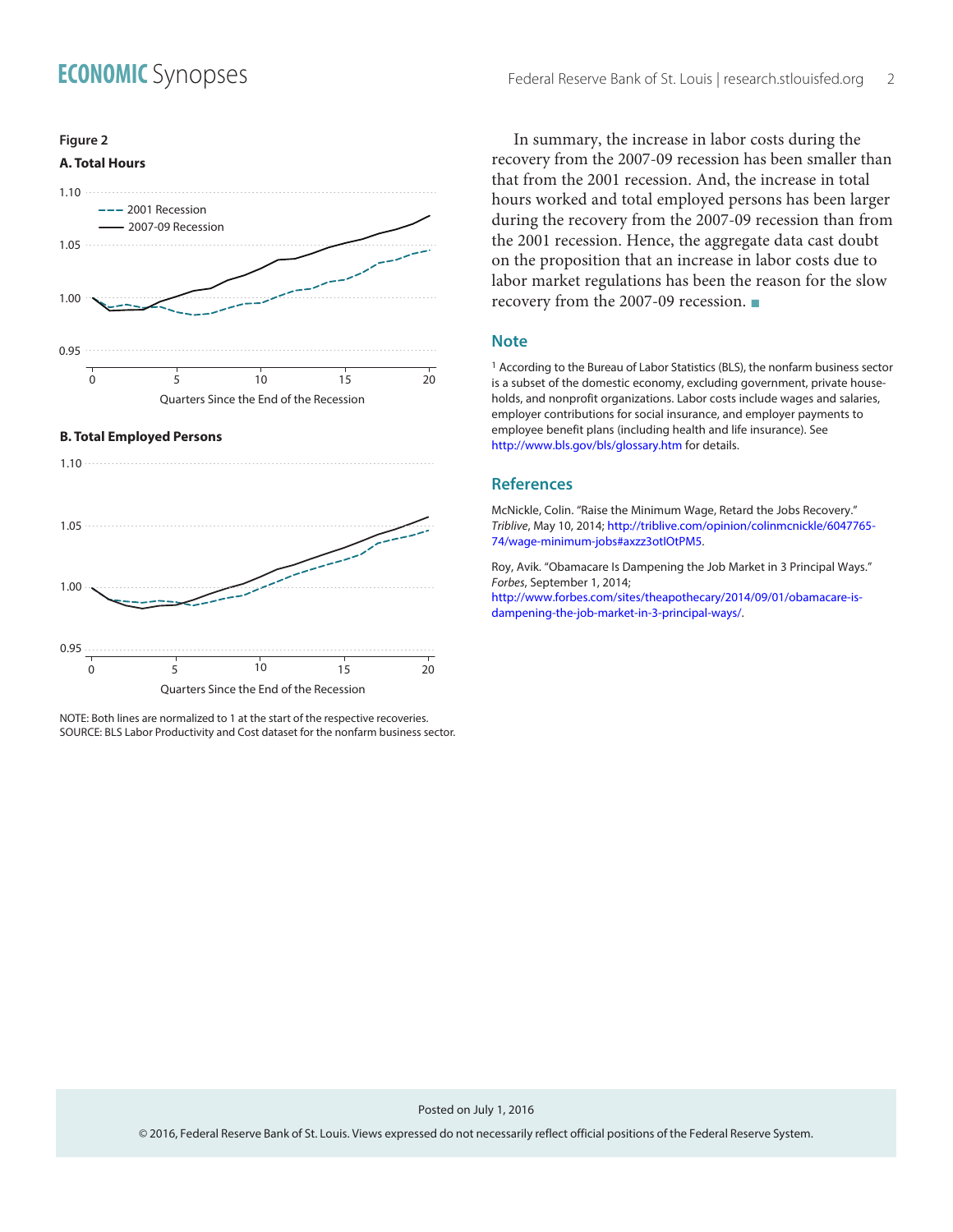**Figure 2**

**A. Total Hours**

1.10
1.05
1.00
0.95

2001 Recession
2007-09 Recession

0 5 10 15 20

Quarters Since the End of the Recession

**B. Total Employed Persons**

1.10
1.05
1.00
0.95

0 5 10 15 20

Quarters Since the End of the Recession

NOTE: Both lines are normalized to 1 at the start of the respective recoveries.
SOURCE: BLS Labor Productivity and Cost dataset for the nonfarm business sector.

In summary, the increase in labor costs during the recovery from the 2007-09 recession has been smaller than that from the 2001 recession. And, the increase in total hours worked and total employed persons has been larger during the recovery from the 2007-09 recession than from the 2001 recession. Hence, the aggregate data cast doubt on the proposition that an increase in labor costs due to labor market regulations has been the reason for the slow recovery from the 2007-09 recession. ■

## Note

[1] According to the Bureau of Labor Statistics (BLS), the nonfarm business sector is a subset of the domestic economy, excluding government, private households, and nonprofit organizations. Labor costs include wages and salaries, employer contributions for social insurance, and employer payments to employee benefit plans (including health and life insurance). See http://www.bls.gov/bls/glossary.htm for details.

## References

McNickle, Colin. "Raise the Minimum Wage, Retard the Jobs Recovery." *Triblive*, May 10, 2014; http://triblive.com/opinion/colinmcnickle/6047765-74/wage-minimum-jobs#axzz3otIOtPM5.

Roy, Avik. "Obamacare Is Dampening the Job Market in 3 Principal Ways." *Forbes*, September 1, 2014; http://www.forbes.com/sites/theapothecary/2014/09/01/obamacare-is-dampening-the-job-market-in-3-principal-ways/.

Posted on July 1, 2016

© 2016, Federal Reserve Bank of St. Louis. Views expressed do not necessarily reflect official positions of the Federal Reserve System.